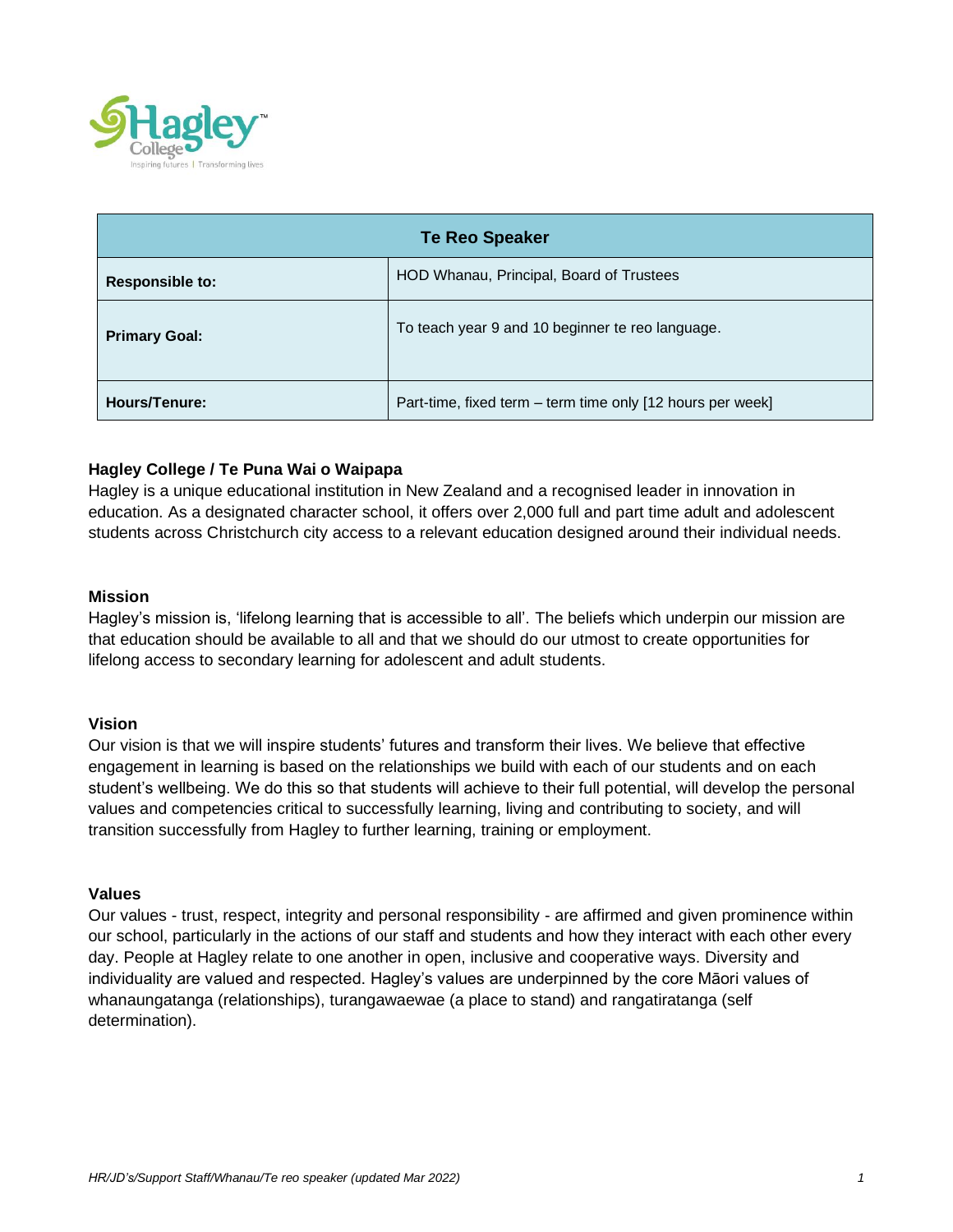| Te Reo Speaker | |
|---|---|
| **Responsible to:** | HOD Whanau, Principal, Board of Trustees |
| **Primary Goal:** | To teach year 9 and 10 beginner te reo language. |
| **Hours/Tenure:** | Part-time, fixed term – term time only [12 hours per week] |

### Hagley College / Te Puna Wai o Waipapa

Hagley is a unique educational institution in New Zealand and a recognised leader in innovation in education. As a designated character school, it offers over 2,000 full and part time adult and adolescent students across Christchurch city access to a relevant education designed around their individual needs.

### Mission

Hagley's mission is, 'lifelong learning that is accessible to all'. The beliefs which underpin our mission are that education should be available to all and that we should do our utmost to create opportunities for lifelong access to secondary learning for adolescent and adult students.

### Vision

Our vision is that we will inspire students' futures and transform their lives. We believe that effective engagement in learning is based on the relationships we build with each of our students and on each student's wellbeing. We do this so that students will achieve to their full potential, will develop the personal values and competencies critical to successfully learning, living and contributing to society, and will transition successfully from Hagley to further learning, training or employment.

### Values

Our values - trust, respect, integrity and personal responsibility - are affirmed and given prominence within our school, particularly in the actions of our staff and students and how they interact with each other every day. People at Hagley relate to one another in open, inclusive and cooperative ways. Diversity and individuality are valued and respected. Hagley's values are underpinned by the core Māori values of whanaungatanga (relationships), turangawaewae (a place to stand) and rangatiratanga (self determination).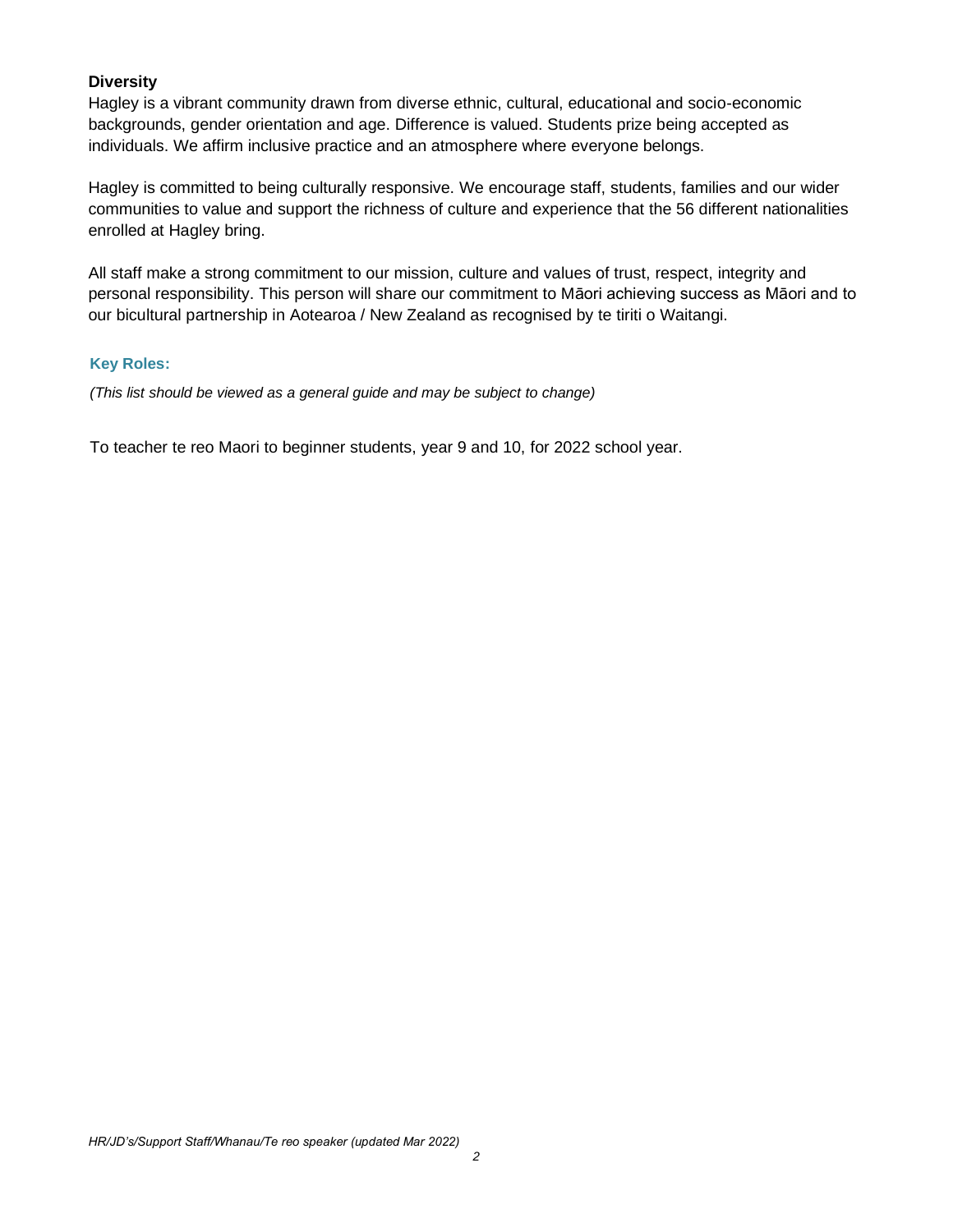**Diversity**

Hagley is a vibrant community drawn from diverse ethnic, cultural, educational and socio-economic backgrounds, gender orientation and age. Difference is valued. Students prize being accepted as individuals. We affirm inclusive practice and an atmosphere where everyone belongs.

Hagley is committed to being culturally responsive. We encourage staff, students, families and our wider communities to value and support the richness of culture and experience that the 56 different nationalities enrolled at Hagley bring.

All staff make a strong commitment to our mission, culture and values of trust, respect, integrity and personal responsibility. This person will share our commitment to Māori achieving success as Māori and to our bicultural partnership in Aotearoa / New Zealand as recognised by te tiriti o Waitangi.

**Key Roles:**

*(This list should be viewed as a general guide and may be subject to change)*

To teacher te reo Maori to beginner students, year 9 and 10, for 2022 school year.

*HR/JD's/Support Staff/Whanau/Te reo speaker (updated Mar 2022)*